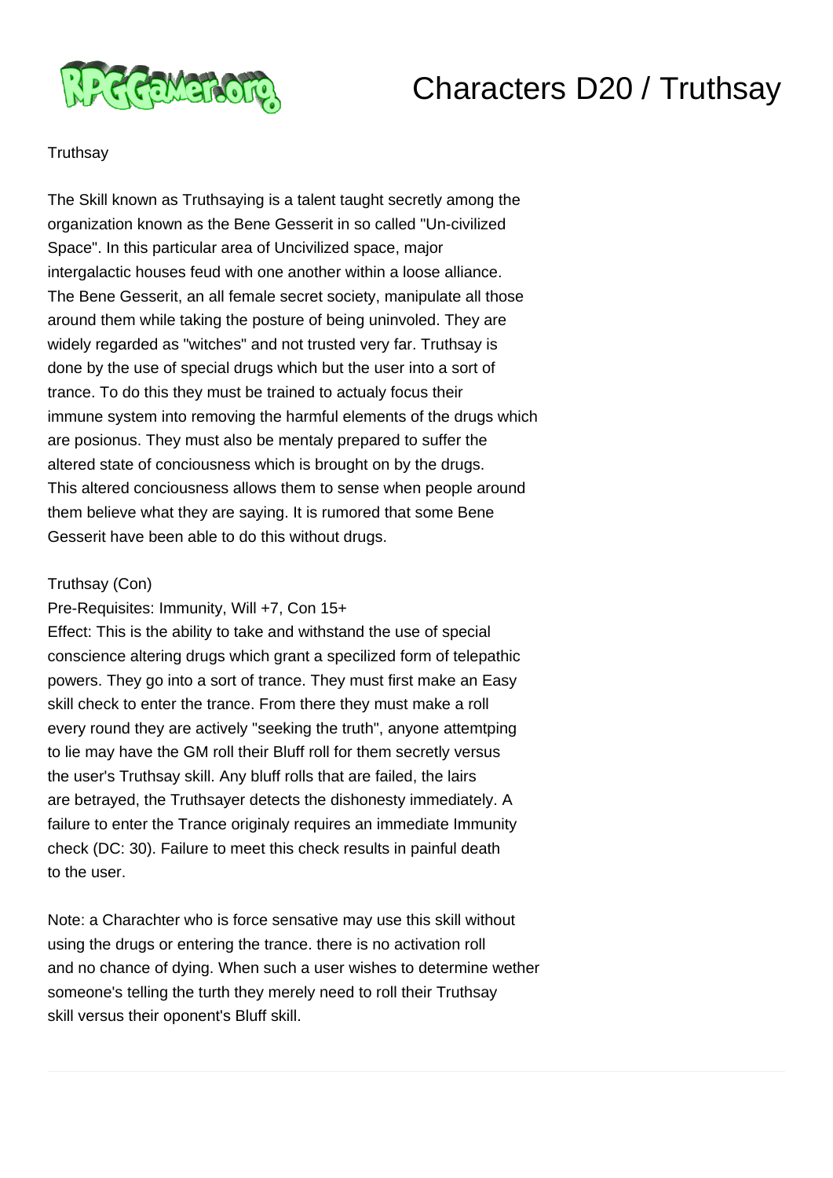# Characters D20 / Truthsay

Truthsay

The Skill known as Truthsaying is a talent taught secretly among the organization known as the Bene Gesserit in so called "Un-civilized Space". In this particular area of Uncivilized space, major intergalactic houses feud with one another within a loose alliance. The Bene Gesserit, an all female secret society, manipulate all those around them while taking the posture of being uninvoled. They are widely regarded as "witches" and not trusted very far. Truthsay is done by the use of special drugs which but the user into a sort of trance. To do this they must be trained to actualy focus their immune system into removing the harmful elements of the drugs which are posionus. They must also be mentaly prepared to suffer the altered state of conciousness which is brought on by the drugs. This altered conciousness allows them to sense when people around them believe what they are saying. It is rumored that some Bene Gesserit have been able to do this without drugs.

Truthsay (Con)
Pre-Requisites: Immunity, Will +7, Con 15+
Effect: This is the ability to take and withstand the use of special conscience altering drugs which grant a specilized form of telepathic powers. They go into a sort of trance. They must first make an Easy skill check to enter the trance. From there they must make a roll every round they are actively "seeking the truth", anyone attemtping to lie may have the GM roll their Bluff roll for them secretly versus the user's Truthsay skill. Any bluff rolls that are failed, the lairs are betrayed, the Truthsayer detects the dishonesty immediately. A failure to enter the Trance originaly requires an immediate Immunity check (DC: 30). Failure to meet this check results in painful death to the user.

Note: a Charachter who is force sensative may use this skill without using the drugs or entering the trance. there is no activation roll and no chance of dying. When such a user wishes to determine wether someone's telling the turth they merely need to roll their Truthsay skill versus their oponent's Bluff skill.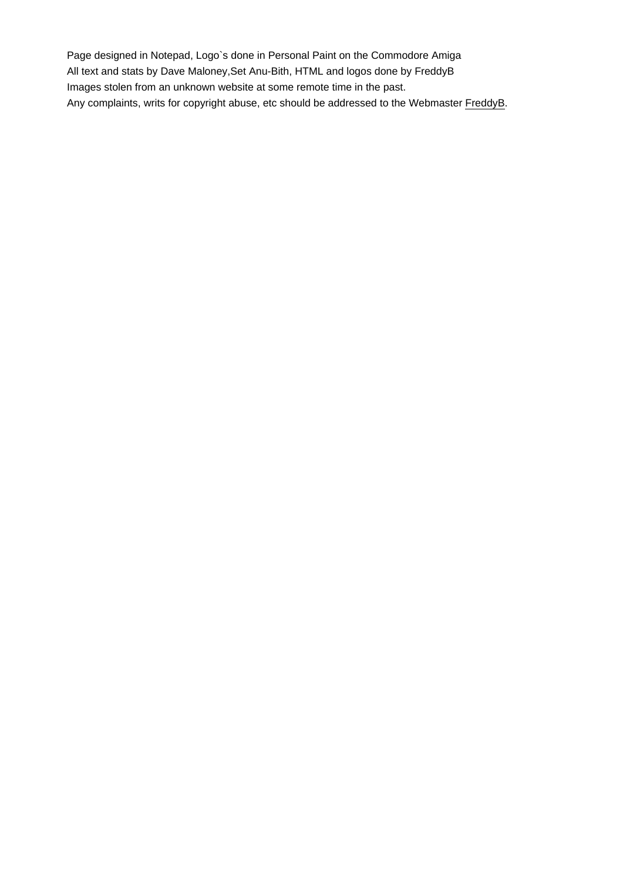Page designed in Notepad, Logo`s done in Personal Paint on the Commodore Amiga
All text and stats by Dave Maloney,Set Anu-Bith, HTML and logos done by FreddyB
Images stolen from an unknown website at some remote time in the past.
Any complaints, writs for copyright abuse, etc should be addressed to the Webmaster FreddyB.